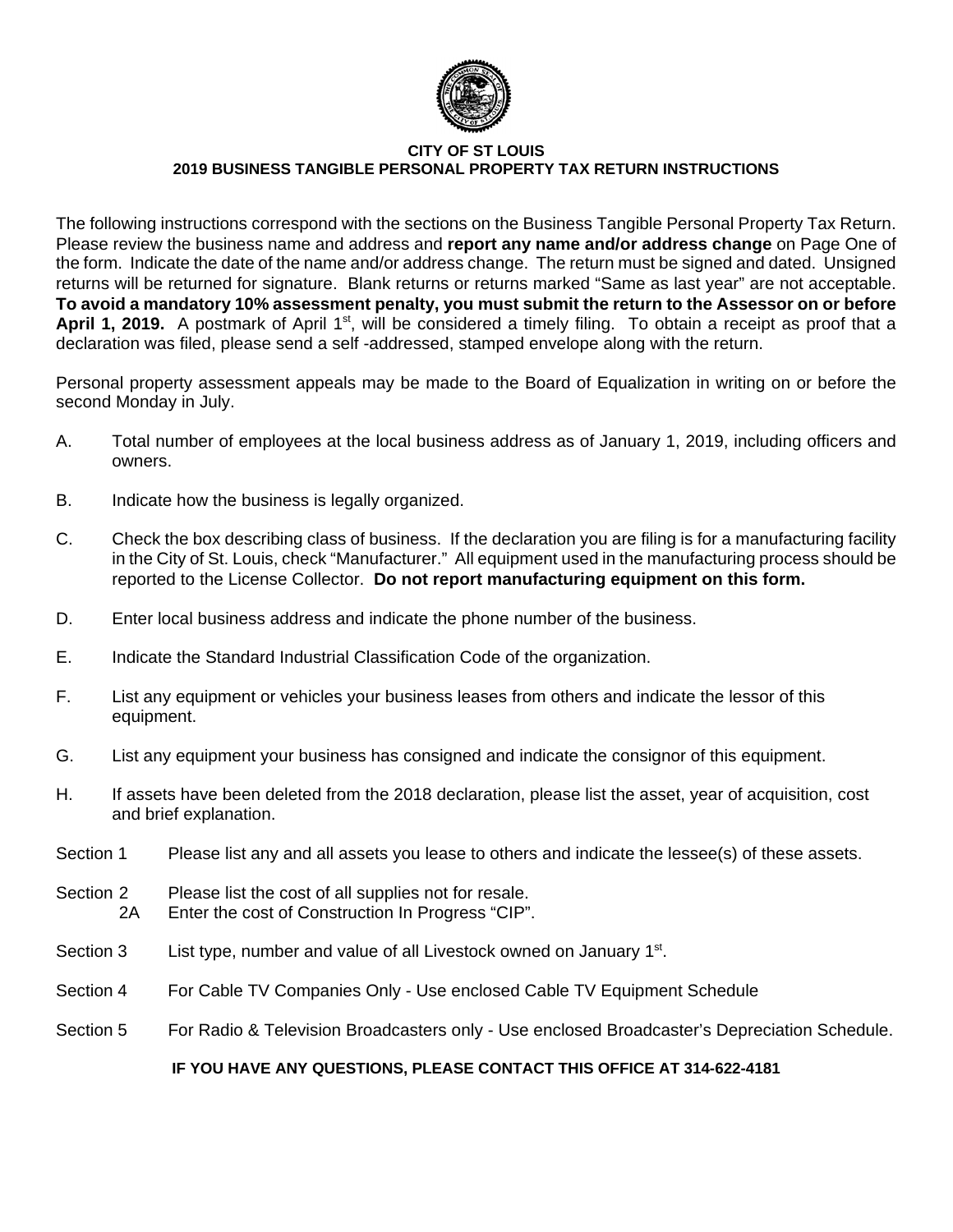# CITY OF ST LOUIS
## 2019 BUSINESS TANGIBLE PERSONAL PROPERTY TAX RETURN INSTRUCTIONS

The following instructions correspond with the sections on the Business Tangible Personal Property Tax Return. Please review the business name and address and **report any name and/or address change** on Page One of the form. Indicate the date of the name and/or address change. The return must be signed and dated. Unsigned returns will be returned for signature. Blank returns or returns marked "Same as last year" are not acceptable. **To avoid a mandatory 10% assessment penalty, you must submit the return to the Assessor on or before April 1, 2019.** A postmark of April 1st, will be considered a timely filing. To obtain a receipt as proof that a declaration was filed, please send a self -addressed, stamped envelope along with the return.

Personal property assessment appeals may be made to the Board of Equalization in writing on or before the second Monday in July.

A. Total number of employees at the local business address as of January 1, 2019, including officers and owners.

B. Indicate how the business is legally organized.

C. Check the box describing class of business. If the declaration you are filing is for a manufacturing facility in the City of St. Louis, check "Manufacturer." All equipment used in the manufacturing process should be reported to the License Collector. **Do not report manufacturing equipment on this form.**

D. Enter local business address and indicate the phone number of the business.

E. Indicate the Standard Industrial Classification Code of the organization.

F. List any equipment or vehicles your business leases from others and indicate the lessor of this equipment.

G. List any equipment your business has consigned and indicate the consignor of this equipment.

H. If assets have been deleted from the 2018 declaration, please list the asset, year of acquisition, cost and brief explanation.

Section 1 Please list any and all assets you lease to others and indicate the lessee(s) of these assets.

Section 2 Please list the cost of all supplies not for resale.
2A Enter the cost of Construction In Progress "CIP".

Section 3 List type, number and value of all Livestock owned on January 1st.

Section 4 For Cable TV Companies Only - Use enclosed Cable TV Equipment Schedule

Section 5 For Radio & Television Broadcasters only - Use enclosed Broadcaster's Depreciation Schedule.

**IF YOU HAVE ANY QUESTIONS, PLEASE CONTACT THIS OFFICE AT 314-622-4181**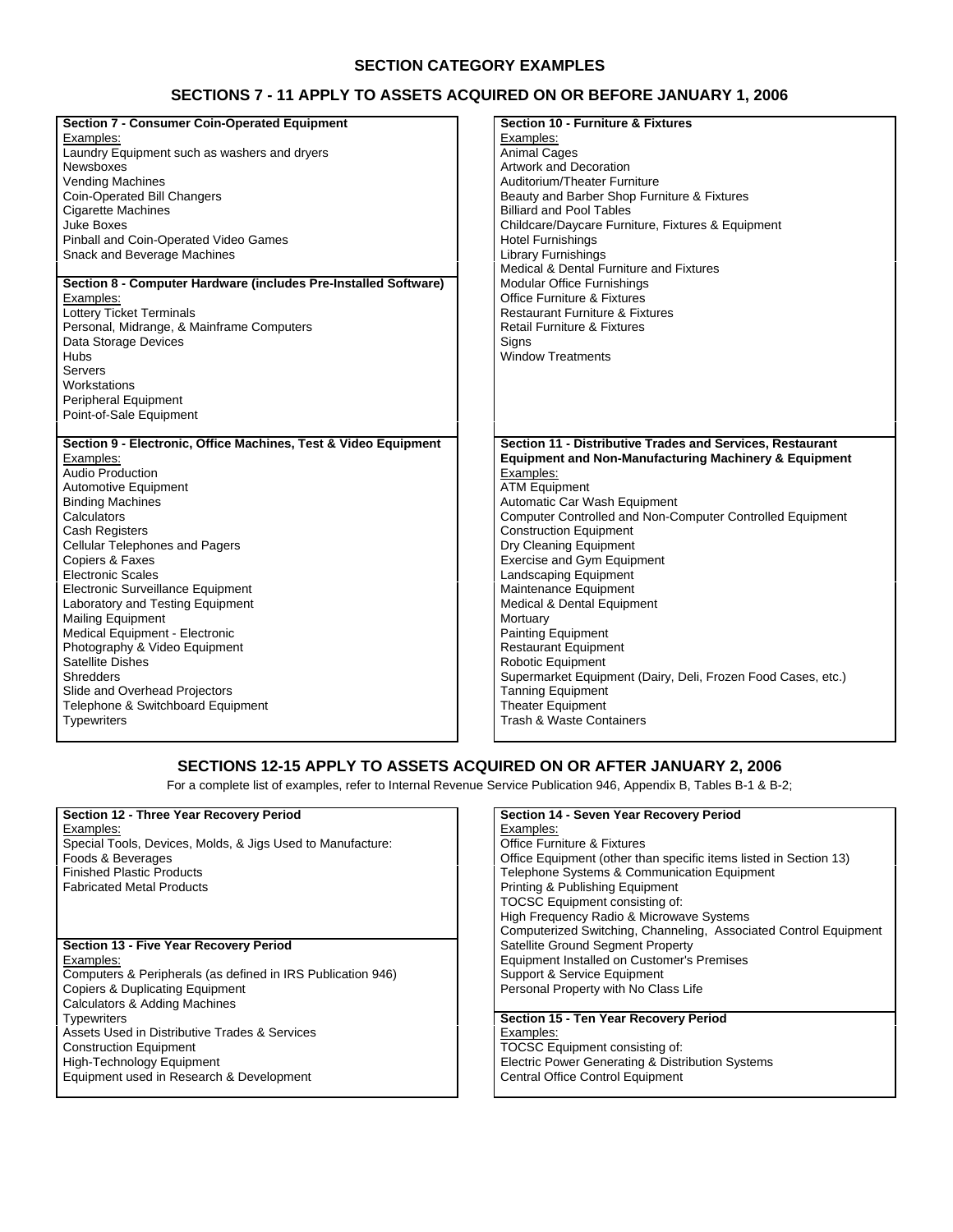# SECTION CATEGORY EXAMPLES

## SECTIONS 7 - 11 APPLY TO ASSETS ACQUIRED ON OR BEFORE JANUARY 1, 2006

**Section 7 - Consumer Coin-Operated Equipment**

Examples:

- Laundry Equipment such as washers and dryers
- Newsboxes
- Vending Machines
- Coin-Operated Bill Changers
- Cigarette Machines
- Juke Boxes
- Pinball and Coin-Operated Video Games
- Snack and Beverage Machines

**Section 8 - Computer Hardware (includes Pre-Installed Software)**

Examples:

- Lottery Ticket Terminals
- Personal, Midrange, & Mainframe Computers
- Data Storage Devices
- Hubs
- Servers
- Workstations
- Peripheral Equipment
- Point-of-Sale Equipment

**Section 9 - Electronic, Office Machines, Test & Video Equipment**

Examples:

- Audio Production
- Automotive Equipment
- Binding Machines
- Calculators
- Cash Registers
- Cellular Telephones and Pagers
- Copiers & Faxes
- Electronic Scales
- Electronic Surveillance Equipment
- Laboratory and Testing Equipment
- Mailing Equipment
- Medical Equipment - Electronic
- Photography & Video Equipment
- Satellite Dishes
- Shredders
- Slide and Overhead Projectors
- Telephone & Switchboard Equipment
- Typewriters

**Section 10 - Furniture & Fixtures**

Examples:

- Animal Cages
- Artwork and Decoration
- Auditorium/Theater Furniture
- Beauty and Barber Shop Furniture & Fixtures
- Billiard and Pool Tables
- Childcare/Daycare Furniture, Fixtures & Equipment
- Hotel Furnishings
- Library Furnishings
- Medical & Dental Furniture and Fixtures
- Modular Office Furnishings
- Office Furniture & Fixtures
- Restaurant Furniture & Fixtures
- Retail Furniture & Fixtures
- Signs
- Window Treatments

**Section 11 - Distributive Trades and Services, Restaurant Equipment and Non-Manufacturing Machinery & Equipment**

Examples:

- ATM Equipment
- Automatic Car Wash Equipment
- Computer Controlled and Non-Computer Controlled Equipment
- Construction Equipment
- Dry Cleaning Equipment
- Exercise and Gym Equipment
- Landscaping Equipment
- Maintenance Equipment
- Medical & Dental Equipment
- Mortuary
- Painting Equipment
- Restaurant Equipment
- Robotic Equipment
- Supermarket Equipment (Dairy, Deli, Frozen Food Cases, etc.)
- Tanning Equipment
- Theater Equipment
- Trash & Waste Containers

## SECTIONS 12-15 APPLY TO ASSETS ACQUIRED ON OR AFTER JANUARY 2, 2006

For a complete list of examples, refer to Internal Revenue Service Publication 946, Appendix B, Tables B-1 & B-2;

**Section 12 - Three Year Recovery Period**

Examples:

Special Tools, Devices, Molds, & Jigs Used to Manufacture:

- Foods & Beverages
- Finished Plastic Products
- Fabricated Metal Products

**Section 13 - Five Year Recovery Period**

Examples:

- Computers & Peripherals (as defined in IRS Publication 946)
- Copiers & Duplicating Equipment
- Calculators & Adding Machines
- Typewriters
- Assets Used in Distributive Trades & Services
- Construction Equipment
- High-Technology Equipment
- Equipment used in Research & Development

**Section 14 - Seven Year Recovery Period**

Examples:

- Office Furniture & Fixtures
- Office Equipment (other than specific items listed in Section 13)
- Telephone Systems & Communication Equipment
- Printing & Publishing Equipment
- TOCSC Equipment consisting of:
  - High Frequency Radio & Microwave Systems
  - Computerized Switching, Channeling, Associated Control Equipment
  - Satellite Ground Segment Property
  - Equipment Installed on Customer's Premises
  - Support & Service Equipment
- Personal Property with No Class Life

**Section 15 - Ten Year Recovery Period**

Examples:

- TOCSC Equipment consisting of:
  - Electric Power Generating & Distribution Systems
  - Central Office Control Equipment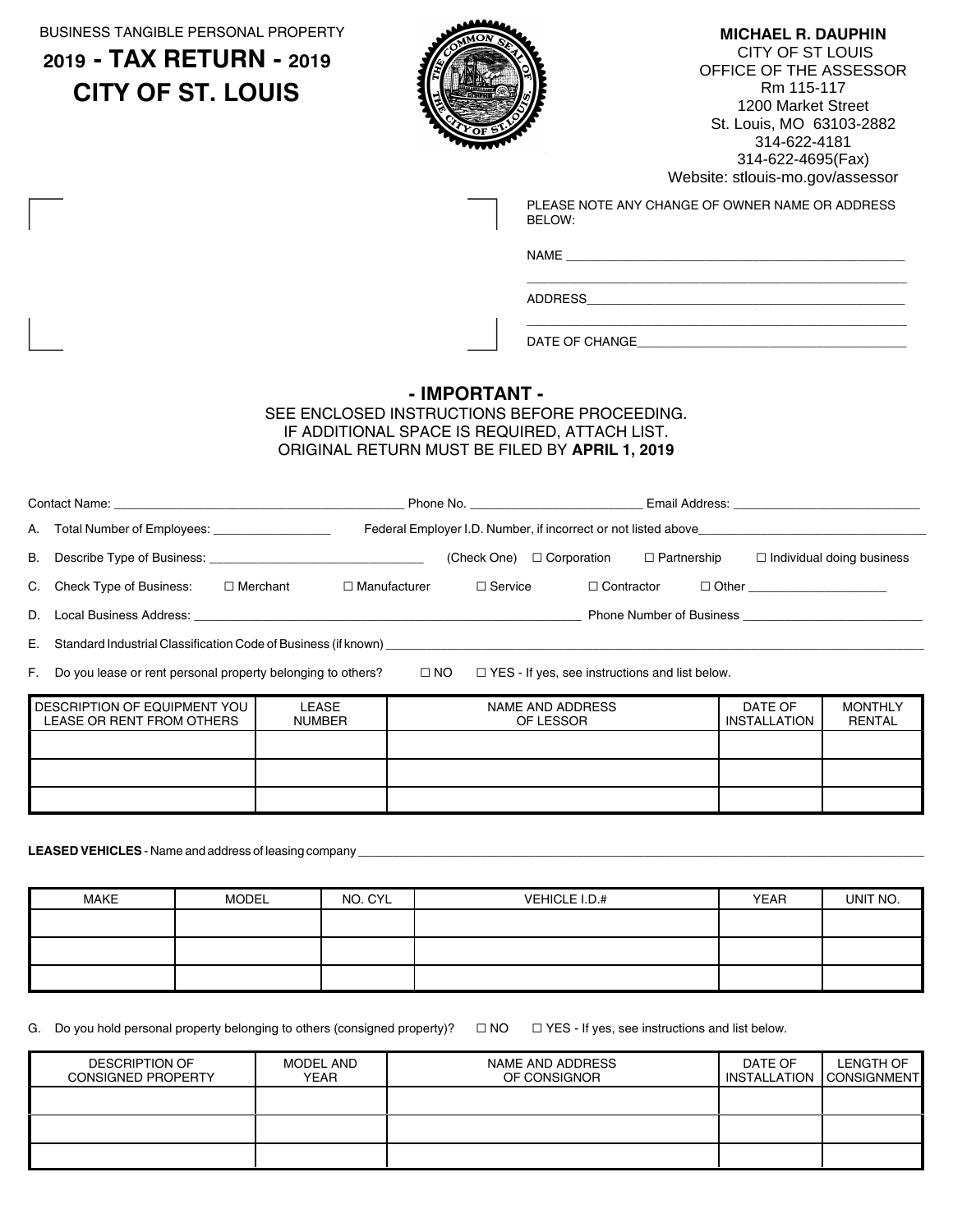BUSINESS TANGIBLE PERSONAL PROPERTY

# 2019 - TAX RETURN - 2019

# CITY OF ST. LOUIS

**MICHAEL R. DAUPHIN**
CITY OF ST LOUIS
OFFICE OF THE ASSESSOR
Rm 115-117
1200 Market Street
St. Louis, MO 63103-2882
314-622-4181
314-622-4695(Fax)
Website: stlouis-mo.gov/assessor

PLEASE NOTE ANY CHANGE OF OWNER NAME OR ADDRESS BELOW:

NAME ______________________________________________

______________________________________________

ADDRESS____________________________________________

______________________________________________

DATE OF CHANGE_______________________________________

## - IMPORTANT -

SEE ENCLOSED INSTRUCTIONS BEFORE PROCEEDING.
IF ADDITIONAL SPACE IS REQUIRED, ATTACH LIST.
ORIGINAL RETURN MUST BE FILED BY **APRIL 1, 2019**

Contact Name: ________________________ Phone No. ________________ Email Address: ____________________

A. Total Number of Employees: ____________ Federal Employer I.D. Number, if incorrect or not listed above________________________

B. Describe Type of Business: ______________________ (Check One) ☐ Corporation ☐ Partnership ☐ Individual doing business

C. Check Type of Business: ☐ Merchant ☐ Manufacturer ☐ Service ☐ Contractor ☐ Other ______________

D. Local Business Address: ________________________________________ Phone Number of Business ____________________

E. Standard Industrial Classification Code of Business (if known) ______________________________________________

F. Do you lease or rent personal property belonging to others? ☐ NO ☐ YES - If yes, see instructions and list below.

| DESCRIPTION OF EQUIPMENT YOU LEASE OR RENT FROM OTHERS | LEASE NUMBER | NAME AND ADDRESS OF LESSOR | DATE OF INSTALLATION | MONTHLY RENTAL |
|---|---|---|---|---|
| | | | | |
| | | | | |
| | | | | |

**LEASED VEHICLES** - Name and address of leasing company ______________________________________________

| MAKE | MODEL | NO. CYL | VEHICLE I.D.# | YEAR | UNIT NO. |
|---|---|---|---|---|---|
| | | | | | |
| | | | | | |
| | | | | | |

G. Do you hold personal property belonging to others (consigned property)? ☐ NO ☐ YES - If yes, see instructions and list below.

| DESCRIPTION OF CONSIGNED PROPERTY | MODEL AND YEAR | NAME AND ADDRESS OF CONSIGNOR | DATE OF INSTALLATION | LENGTH OF CONSIGNMENT |
|---|---|---|---|---|
| | | | | |
| | | | | |
| | | | | |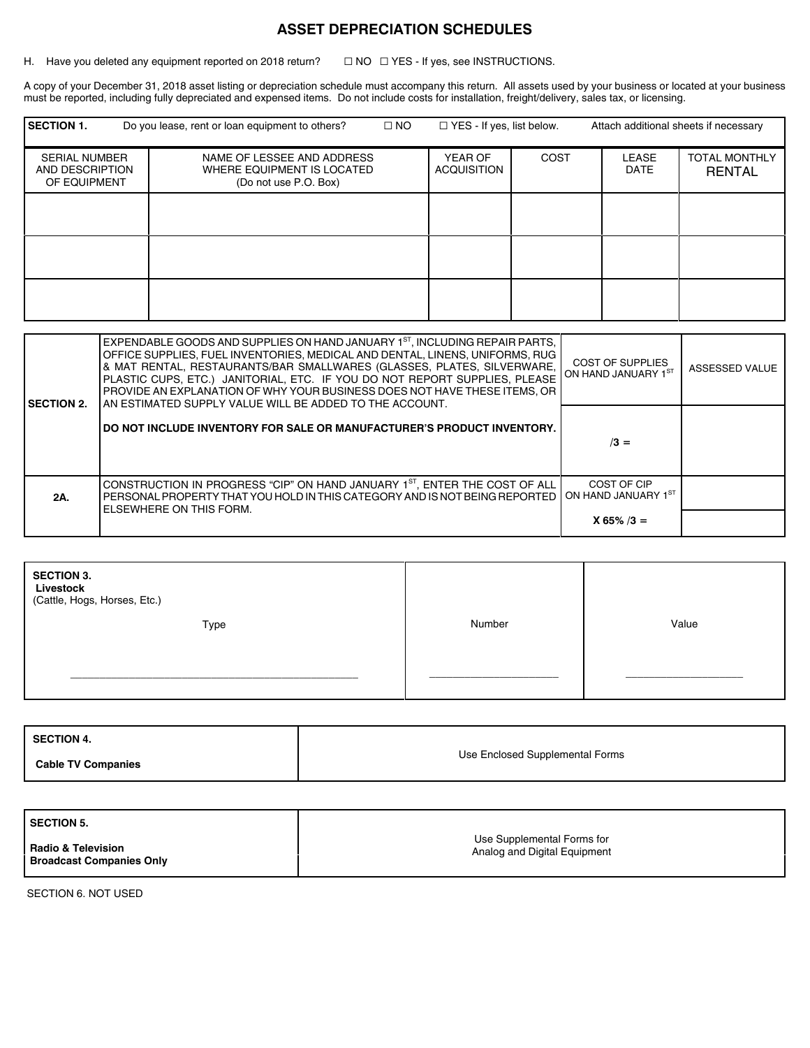# ASSET DEPRECIATION SCHEDULES

H. Have you deleted any equipment reported on 2018 return? ☐ NO ☐ YES - If yes, see INSTRUCTIONS.

A copy of your December 31, 2018 asset listing or depreciation schedule must accompany this return. All assets used by your business or located at your business must be reported, including fully depreciated and expensed items. Do not include costs for installation, freight/delivery, sales tax, or licensing.

**SECTION 1.** Do you lease, rent or loan equipment to others? ☐ NO ☐ YES - If yes, list below. Attach additional sheets if necessary

| SERIAL NUMBER AND DESCRIPTION OF EQUIPMENT | NAME OF LESSEE AND ADDRESS WHERE EQUIPMENT IS LOCATED (Do not use P.O. Box) | YEAR OF ACQUISITION | COST | LEASE DATE | TOTAL MONTHLY RENTAL |
|---|---|---|---|---|---|
| | | | | | |
| | | | | | |
| | | | | | |

| | | | |
|---|---|---|---|
| **SECTION 2.** | EXPENDABLE GOODS AND SUPPLIES ON HAND JANUARY 1ST, INCLUDING REPAIR PARTS, OFFICE SUPPLIES, FUEL INVENTORIES, MEDICAL AND DENTAL, LINENS, UNIFORMS, RUG & MAT RENTAL, RESTAURANTS/BAR SMALLWARES (GLASSES, PLATES, SILVERWARE, PLASTIC CUPS, ETC.) JANITORIAL, ETC. IF YOU DO NOT REPORT SUPPLIES, PLEASE PROVIDE AN EXPLANATION OF WHY YOUR BUSINESS DOES NOT HAVE THESE ITEMS, OR AN ESTIMATED SUPPLY VALUE WILL BE ADDED TO THE ACCOUNT. **DO NOT INCLUDE INVENTORY FOR SALE OR MANUFACTURER'S PRODUCT INVENTORY.** | COST OF SUPPLIES ON HAND JANUARY 1ST<br><br>/3 = | ASSESSED VALUE |
| **2A.** | CONSTRUCTION IN PROGRESS "CIP" ON HAND JANUARY 1ST, ENTER THE COST OF ALL PERSONAL PROPERTY THAT YOU HOLD IN THIS CATEGORY AND IS NOT BEING REPORTED ELSEWHERE ON THIS FORM. | COST OF CIP ON HAND JANUARY 1ST<br><br>**X 65% /3 =** | |

| **SECTION 3. Livestock** (Cattle, Hogs, Horses, Etc.)<br>Type | Number | Value |
|---|---|---|
| ______________________ | ____________ | ____________ |

| | |
|---|---|
| **SECTION 4.** **Cable TV Companies** | Use Enclosed Supplemental Forms |

| | |
|---|---|
| **SECTION 5.** **Radio & Television Broadcast Companies Only** | Use Supplemental Forms for Analog and Digital Equipment |

SECTION 6. NOT USED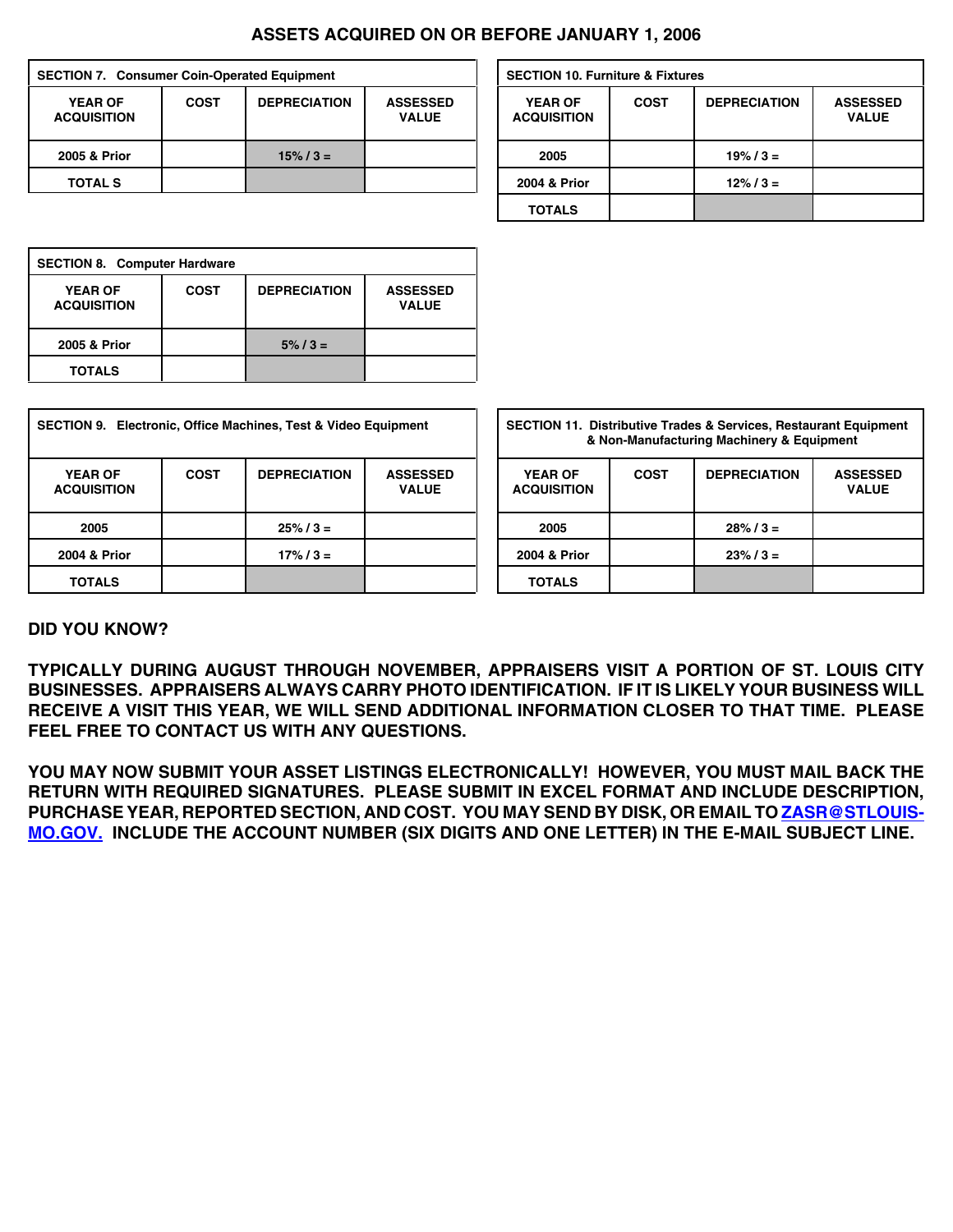# ASSETS ACQUIRED ON OR BEFORE JANUARY 1, 2006

**SECTION 7. Consumer Coin-Operated Equipment**

| YEAR OF ACQUISITION | COST | DEPRECIATION | ASSESSED VALUE |
|---|---|---|---|
| 2005 & Prior | | 15% / 3 = | |
| TOTAL S | | | |

**SECTION 10. Furniture & Fixtures**

| YEAR OF ACQUISITION | COST | DEPRECIATION | ASSESSED VALUE |
|---|---|---|---|
| 2005 | | 19% / 3 = | |
| 2004 & Prior | | 12% / 3 = | |
| TOTALS | | | |

**SECTION 8. Computer Hardware**

| YEAR OF ACQUISITION | COST | DEPRECIATION | ASSESSED VALUE |
|---|---|---|---|
| 2005 & Prior | | 5% / 3 = | |
| TOTALS | | | |

**SECTION 9. Electronic, Office Machines, Test & Video Equipment**

| YEAR OF ACQUISITION | COST | DEPRECIATION | ASSESSED VALUE |
|---|---|---|---|
| 2005 | | 25% / 3 = | |
| 2004 & Prior | | 17% / 3 = | |
| TOTALS | | | |

**SECTION 11. Distributive Trades & Services, Restaurant Equipment & Non-Manufacturing Machinery & Equipment**

| YEAR OF ACQUISITION | COST | DEPRECIATION | ASSESSED VALUE |
|---|---|---|---|
| 2005 | | 28% / 3 = | |
| 2004 & Prior | | 23% / 3 = | |
| TOTALS | | | |

**DID YOU KNOW?**

**TYPICALLY DURING AUGUST THROUGH NOVEMBER, APPRAISERS VISIT A PORTION OF ST. LOUIS CITY BUSINESSES. APPRAISERS ALWAYS CARRY PHOTO IDENTIFICATION. IF IT IS LIKELY YOUR BUSINESS WILL RECEIVE A VISIT THIS YEAR, WE WILL SEND ADDITIONAL INFORMATION CLOSER TO THAT TIME. PLEASE FEEL FREE TO CONTACT US WITH ANY QUESTIONS.**

**YOU MAY NOW SUBMIT YOUR ASSET LISTINGS ELECTRONICALLY! HOWEVER, YOU MUST MAIL BACK THE RETURN WITH REQUIRED SIGNATURES. PLEASE SUBMIT IN EXCEL FORMAT AND INCLUDE DESCRIPTION, PURCHASE YEAR, REPORTED SECTION, AND COST. YOU MAY SEND BY DISK, OR EMAIL TO ZASR@STLOUIS-MO.GOV. INCLUDE THE ACCOUNT NUMBER (SIX DIGITS AND ONE LETTER) IN THE E-MAIL SUBJECT LINE.**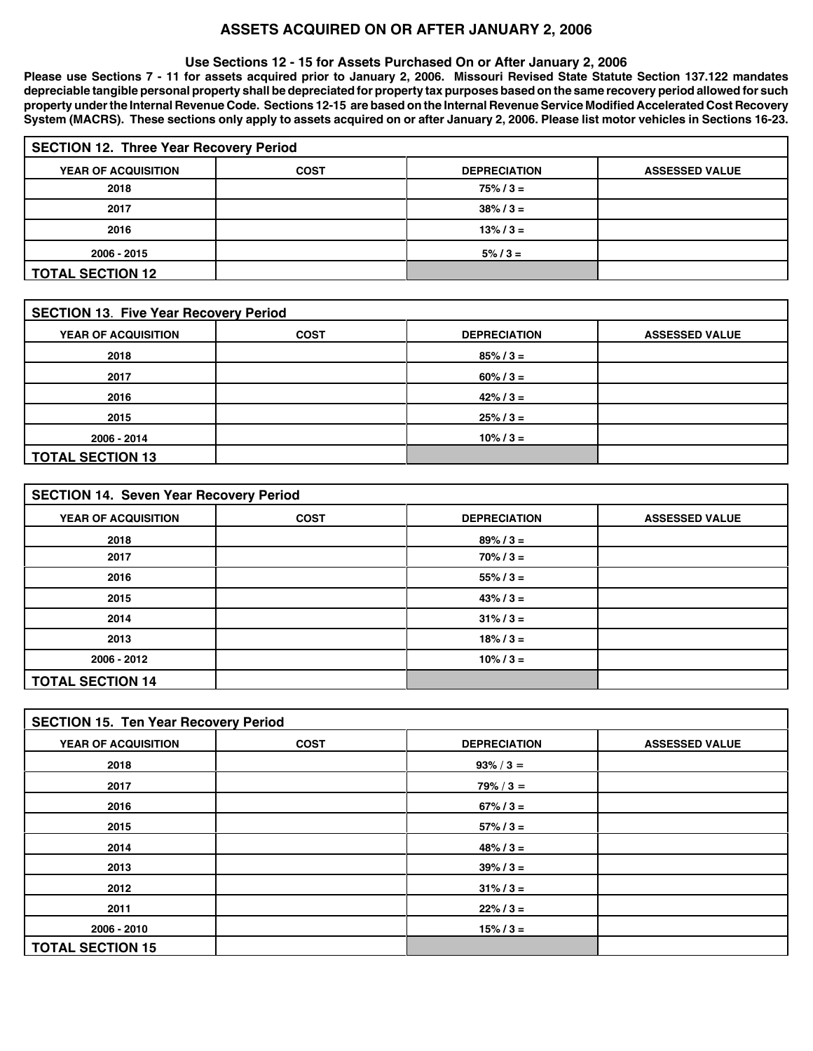# ASSETS ACQUIRED ON OR AFTER JANUARY 2, 2006

**Use Sections 12 - 15 for Assets Purchased On or After January 2, 2006**

**Please use Sections 7 - 11 for assets acquired prior to January 2, 2006. Missouri Revised State Statute Section 137.122 mandates depreciable tangible personal property shall be depreciated for property tax purposes based on the same recovery period allowed for such property under the Internal Revenue Code. Sections 12-15 are based on the Internal Revenue Service Modified Accelerated Cost Recovery System (MACRS). These sections only apply to assets acquired on or after January 2, 2006. Please list motor vehicles in Sections 16-23.**

| SECTION 12. Three Year Recovery Period | | | |
|---|---|---|---|
| **YEAR OF ACQUISITION** | **COST** | **DEPRECIATION** | **ASSESSED VALUE** |
| 2018 | | 75% / 3 = | |
| 2017 | | 38% / 3 = | |
| 2016 | | 13% / 3 = | |
| 2006 - 2015 | | 5% / 3 = | |
| **TOTAL SECTION 12** | | | |

| SECTION 13. Five Year Recovery Period | | | |
|---|---|---|---|
| **YEAR OF ACQUISITION** | **COST** | **DEPRECIATION** | **ASSESSED VALUE** |
| 2018 | | 85% / 3 = | |
| 2017 | | 60% / 3 = | |
| 2016 | | 42% / 3 = | |
| 2015 | | 25% / 3 = | |
| 2006 - 2014 | | 10% / 3 = | |
| **TOTAL SECTION 13** | | | |

| SECTION 14. Seven Year Recovery Period | | | |
|---|---|---|---|
| **YEAR OF ACQUISITION** | **COST** | **DEPRECIATION** | **ASSESSED VALUE** |
| 2018 | | 89% / 3 = | |
| 2017 | | 70% / 3 = | |
| 2016 | | 55% / 3 = | |
| 2015 | | 43% / 3 = | |
| 2014 | | 31% / 3 = | |
| 2013 | | 18% / 3 = | |
| 2006 - 2012 | | 10% / 3 = | |
| **TOTAL SECTION 14** | | | |

| SECTION 15. Ten Year Recovery Period | | | |
|---|---|---|---|
| **YEAR OF ACQUISITION** | **COST** | **DEPRECIATION** | **ASSESSED VALUE** |
| 2018 | | 93% / 3 = | |
| 2017 | | 79% / 3 = | |
| 2016 | | 67% / 3 = | |
| 2015 | | 57% / 3 = | |
| 2014 | | 48% / 3 = | |
| 2013 | | 39% / 3 = | |
| 2012 | | 31% / 3 = | |
| 2011 | | 22% / 3 = | |
| 2006 - 2010 | | 15% / 3 = | |
| **TOTAL SECTION 15** | | | |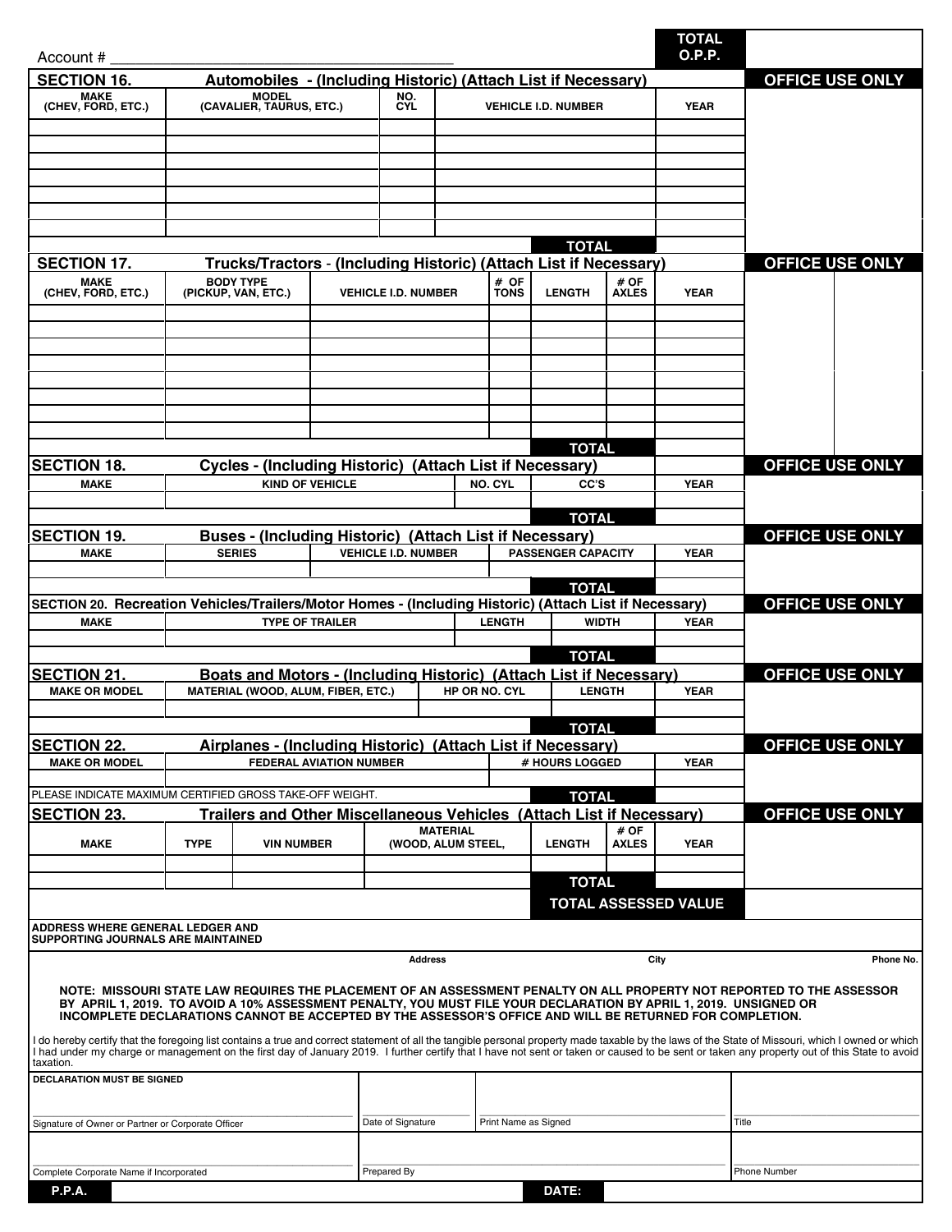Account # ________________________________________

**TOTAL O.P.P.**

## SECTION 16. Automobiles - (Including Historic) (Attach List if Necessary)

**OFFICE USE ONLY**

| MAKE (CHEV, FORD, ETC.) | MODEL (CAVALIER, TAURUS, ETC.) | NO. CYL | VEHICLE I.D. NUMBER | YEAR |
|---|---|---|---|---|
| | | | | |
| | | | | |
| | | | | |
| | | | | |
| | | | | |
| | | | | |
| | | | | |
| | | | **TOTAL** | |

## SECTION 17. Trucks/Tractors - (Including Historic) (Attach List if Necessary)

**OFFICE USE ONLY**

| MAKE (CHEV, FORD, ETC.) | BODY TYPE (PICKUP, VAN, ETC.) | VEHICLE I.D. NUMBER | # OF TONS | LENGTH | # OF AXLES | YEAR |
|---|---|---|---|---|---|---|
| | | | | | | |
| | | | | | | |
| | | | | | | |
| | | | | | | |
| | | | | | | |
| | | | | | | |
| | | | | | | |
| | | | | | | |
| | | | | **TOTAL** | | |

## SECTION 18. Cycles - (Including Historic) (Attach List if Necessary)

**OFFICE USE ONLY**

| MAKE | KIND OF VEHICLE | NO. CYL | CC'S | YEAR |
|---|---|---|---|---|
| | | | | |
| | | | **TOTAL** | |

## SECTION 19. Buses - (Including Historic) (Attach List if Necessary)

**OFFICE USE ONLY**

| MAKE | SERIES | VEHICLE I.D. NUMBER | PASSENGER CAPACITY | YEAR |
|---|---|---|---|---|
| | | | | |
| | | | **TOTAL** | |

## SECTION 20. Recreation Vehicles/Trailers/Motor Homes - (Including Historic) (Attach List if Necessary)

**OFFICE USE ONLY**

| MAKE | TYPE OF TRAILER | LENGTH | WIDTH | YEAR |
|---|---|---|---|---|
| | | | | |
| | | | **TOTAL** | |

## SECTION 21. Boats and Motors - (Including Historic) (Attach List if Necessary)

**OFFICE USE ONLY**

| MAKE OR MODEL | MATERIAL (WOOD, ALUM, FIBER, ETC.) | HP OR NO. CYL | LENGTH | YEAR |
|---|---|---|---|---|
| | | | | |
| | | | **TOTAL** | |

## SECTION 22. Airplanes - (Including Historic) (Attach List if Necessary)

**OFFICE USE ONLY**

| MAKE OR MODEL | FEDERAL AVIATION NUMBER | # HOURS LOGGED | YEAR |
|---|---|---|---|
| | | | |
| PLEASE INDICATE MAXIMUM CERTIFIED GROSS TAKE-OFF WEIGHT. | | **TOTAL** | |

## SECTION 23. Trailers and Other Miscellaneous Vehicles (Attach List if Necessary)

**OFFICE USE ONLY**

| MAKE | TYPE | VIN NUMBER | MATERIAL (WOOD, ALUM STEEL, | LENGTH | # OF AXLES | YEAR |
|---|---|---|---|---|---|---|
| | | | | | | |
| | | | | **TOTAL** | | |
| | | | | **TOTAL ASSESSED VALUE** | | |

**ADDRESS WHERE GENERAL LEDGER AND SUPPORTING JOURNALS ARE MAINTAINED**

Address | City | Phone No.

**NOTE: MISSOURI STATE LAW REQUIRES THE PLACEMENT OF AN ASSESSMENT PENALTY ON ALL PROPERTY NOT REPORTED TO THE ASSESSOR BY APRIL 1, 2019. TO AVOID A 10% ASSESSMENT PENALTY, YOU MUST FILE YOUR DECLARATION BY APRIL 1, 2019. UNSIGNED OR INCOMPLETE DECLARATIONS CANNOT BE ACCEPTED BY THE ASSESSOR'S OFFICE AND WILL BE RETURNED FOR COMPLETION.**

I do hereby certify that the foregoing list contains a true and correct statement of all the tangible personal property made taxable by the laws of the State of Missouri, which I owned or which I had under my charge or management on the first day of January 2019. I further certify that I have not sent or taken or caused to be sent or taken any property out of this State to avoid taxation.

**DECLARATION MUST BE SIGNED**

| Signature of Owner or Partner or Corporate Officer | Date of Signature | Print Name as Signed | Title |
|---|---|---|---|
| Complete Corporate Name if Incorporated | Prepared By | | Phone Number |

**P.P.A.** **DATE:**